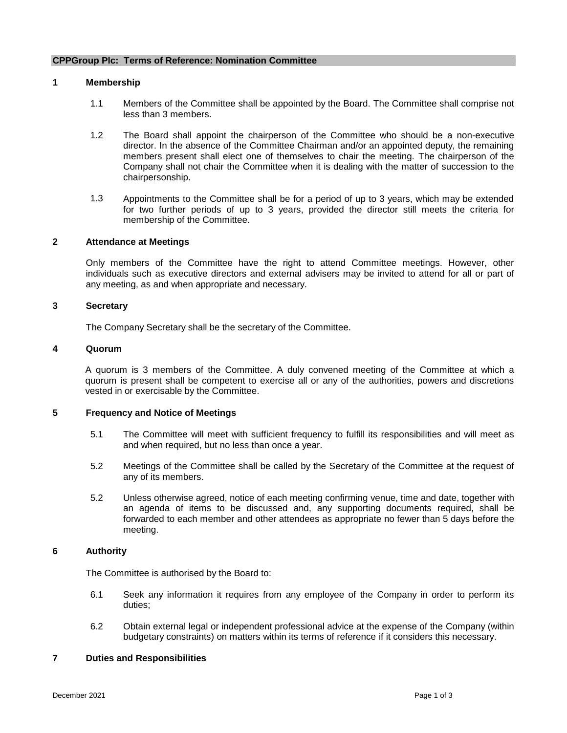**CPPGroup Plc: Terms of Reference: Nomination Committee**

## 1 Membership

1.1 Members of the Committee shall be appointed by the Board. The Committee shall comprise not less than 3 members.

1.2 The Board shall appoint the chairperson of the Committee who should be a non-executive director. In the absence of the Committee Chairman and/or an appointed deputy, the remaining members present shall elect one of themselves to chair the meeting. The chairperson of the Company shall not chair the Committee when it is dealing with the matter of succession to the chairpersonship.

1.3 Appointments to the Committee shall be for a period of up to 3 years, which may be extended for two further periods of up to 3 years, provided the director still meets the criteria for membership of the Committee.

## 2 Attendance at Meetings

Only members of the Committee have the right to attend Committee meetings. However, other individuals such as executive directors and external advisers may be invited to attend for all or part of any meeting, as and when appropriate and necessary.

## 3 Secretary

The Company Secretary shall be the secretary of the Committee.

## 4 Quorum

A quorum is 3 members of the Committee. A duly convened meeting of the Committee at which a quorum is present shall be competent to exercise all or any of the authorities, powers and discretions vested in or exercisable by the Committee.

## 5 Frequency and Notice of Meetings

5.1 The Committee will meet with sufficient frequency to fulfill its responsibilities and will meet as and when required, but no less than once a year.

5.2 Meetings of the Committee shall be called by the Secretary of the Committee at the request of any of its members.

5.2 Unless otherwise agreed, notice of each meeting confirming venue, time and date, together with an agenda of items to be discussed and, any supporting documents required, shall be forwarded to each member and other attendees as appropriate no fewer than 5 days before the meeting.

## 6 Authority

The Committee is authorised by the Board to:

6.1 Seek any information it requires from any employee of the Company in order to perform its duties;

6.2 Obtain external legal or independent professional advice at the expense of the Company (within budgetary constraints) on matters within its terms of reference if it considers this necessary.

## 7 Duties and Responsibilities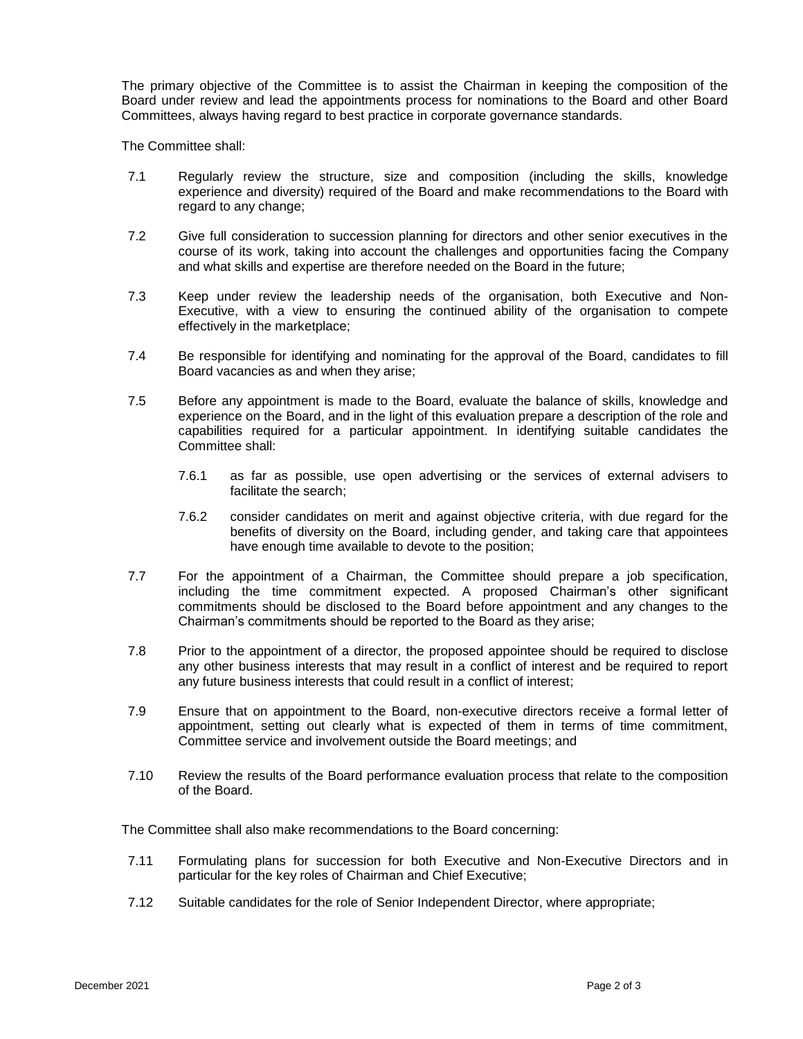The primary objective of the Committee is to assist the Chairman in keeping the composition of the Board under review and lead the appointments process for nominations to the Board and other Board Committees, always having regard to best practice in corporate governance standards.

The Committee shall:

7.1 Regularly review the structure, size and composition (including the skills, knowledge experience and diversity) required of the Board and make recommendations to the Board with regard to any change;

7.2 Give full consideration to succession planning for directors and other senior executives in the course of its work, taking into account the challenges and opportunities facing the Company and what skills and expertise are therefore needed on the Board in the future;

7.3 Keep under review the leadership needs of the organisation, both Executive and Non-Executive, with a view to ensuring the continued ability of the organisation to compete effectively in the marketplace;

7.4 Be responsible for identifying and nominating for the approval of the Board, candidates to fill Board vacancies as and when they arise;

7.5 Before any appointment is made to the Board, evaluate the balance of skills, knowledge and experience on the Board, and in the light of this evaluation prepare a description of the role and capabilities required for a particular appointment. In identifying suitable candidates the Committee shall:

7.6.1 as far as possible, use open advertising or the services of external advisers to facilitate the search;

7.6.2 consider candidates on merit and against objective criteria, with due regard for the benefits of diversity on the Board, including gender, and taking care that appointees have enough time available to devote to the position;

7.7 For the appointment of a Chairman, the Committee should prepare a job specification, including the time commitment expected. A proposed Chairman's other significant commitments should be disclosed to the Board before appointment and any changes to the Chairman's commitments should be reported to the Board as they arise;

7.8 Prior to the appointment of a director, the proposed appointee should be required to disclose any other business interests that may result in a conflict of interest and be required to report any future business interests that could result in a conflict of interest;

7.9 Ensure that on appointment to the Board, non-executive directors receive a formal letter of appointment, setting out clearly what is expected of them in terms of time commitment, Committee service and involvement outside the Board meetings; and

7.10 Review the results of the Board performance evaluation process that relate to the composition of the Board.

The Committee shall also make recommendations to the Board concerning:

7.11 Formulating plans for succession for both Executive and Non-Executive Directors and in particular for the key roles of Chairman and Chief Executive;

7.12 Suitable candidates for the role of Senior Independent Director, where appropriate;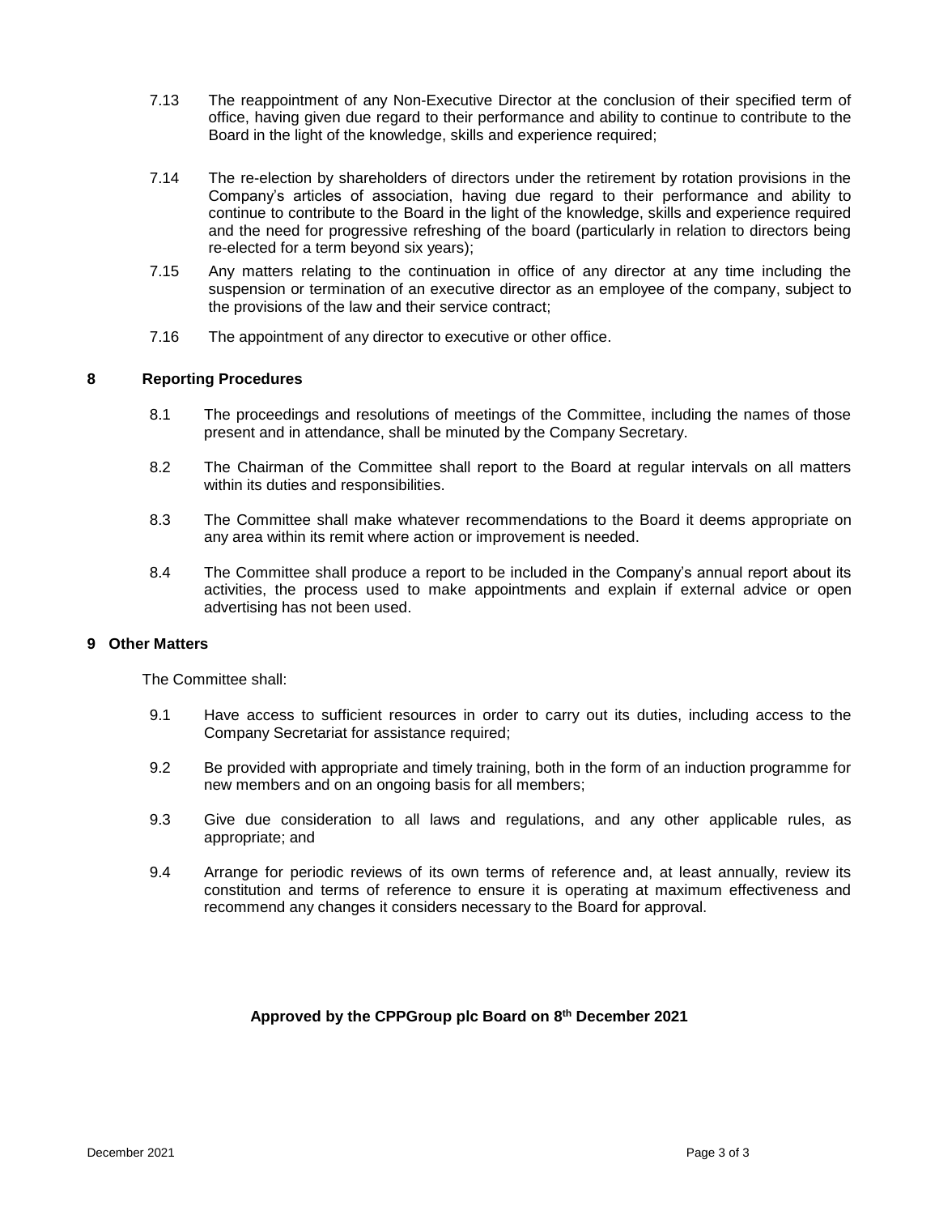7.13 The reappointment of any Non-Executive Director at the conclusion of their specified term of office, having given due regard to their performance and ability to continue to contribute to the Board in the light of the knowledge, skills and experience required;

7.14 The re-election by shareholders of directors under the retirement by rotation provisions in the Company's articles of association, having due regard to their performance and ability to continue to contribute to the Board in the light of the knowledge, skills and experience required and the need for progressive refreshing of the board (particularly in relation to directors being re-elected for a term beyond six years);

7.15 Any matters relating to the continuation in office of any director at any time including the suspension or termination of an executive director as an employee of the company, subject to the provisions of the law and their service contract;

7.16 The appointment of any director to executive or other office.

## 8 Reporting Procedures

8.1 The proceedings and resolutions of meetings of the Committee, including the names of those present and in attendance, shall be minuted by the Company Secretary.

8.2 The Chairman of the Committee shall report to the Board at regular intervals on all matters within its duties and responsibilities.

8.3 The Committee shall make whatever recommendations to the Board it deems appropriate on any area within its remit where action or improvement is needed.

8.4 The Committee shall produce a report to be included in the Company's annual report about its activities, the process used to make appointments and explain if external advice or open advertising has not been used.

## 9 Other Matters

The Committee shall:

9.1 Have access to sufficient resources in order to carry out its duties, including access to the Company Secretariat for assistance required;

9.2 Be provided with appropriate and timely training, both in the form of an induction programme for new members and on an ongoing basis for all members;

9.3 Give due consideration to all laws and regulations, and any other applicable rules, as appropriate; and

9.4 Arrange for periodic reviews of its own terms of reference and, at least annually, review its constitution and terms of reference to ensure it is operating at maximum effectiveness and recommend any changes it considers necessary to the Board for approval.

**Approved by the CPPGroup plc Board on 8th December 2021**